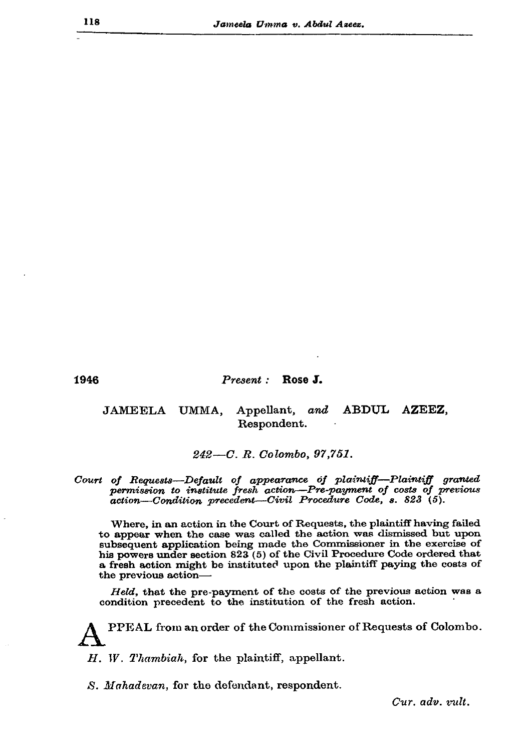1946

*Present :* **Rose J.**

JAMEELA UMMA, Appellant, *and* ABDUL AZEEZ, Respondent.

*242—C. R. Colombo, 97,751.*

*Court of Requests—Default of appearance of plaintiff—Plaintiff granted permission to institute fresh action—Pre-payment of costs of previous action—Condition precedent—Civil Procedure Code, s. 823 (5).*

Where, in an action in the Court of Requests, the plaintiff having failed to appear when the case was called the action was dismissed but upon subsequent application being made the Commissioner in the exercise of his powers under section 823 (5) of the Civil Procedure Code ordered that a fresh action might be instituted upon the plaintiff paying the costs of the previous action—

*Held,* that the pre-payment of the costs of the previous action was a condition precedent to the institution of the fresh action.

APPEAL from an order of the Commissioner of Requests of Colombo.

*H. W. Thambiah,* for the plaintiff, appellant.

*S. Mahadevan,* for the defendant, respondent.

*Cur. adv. vult.*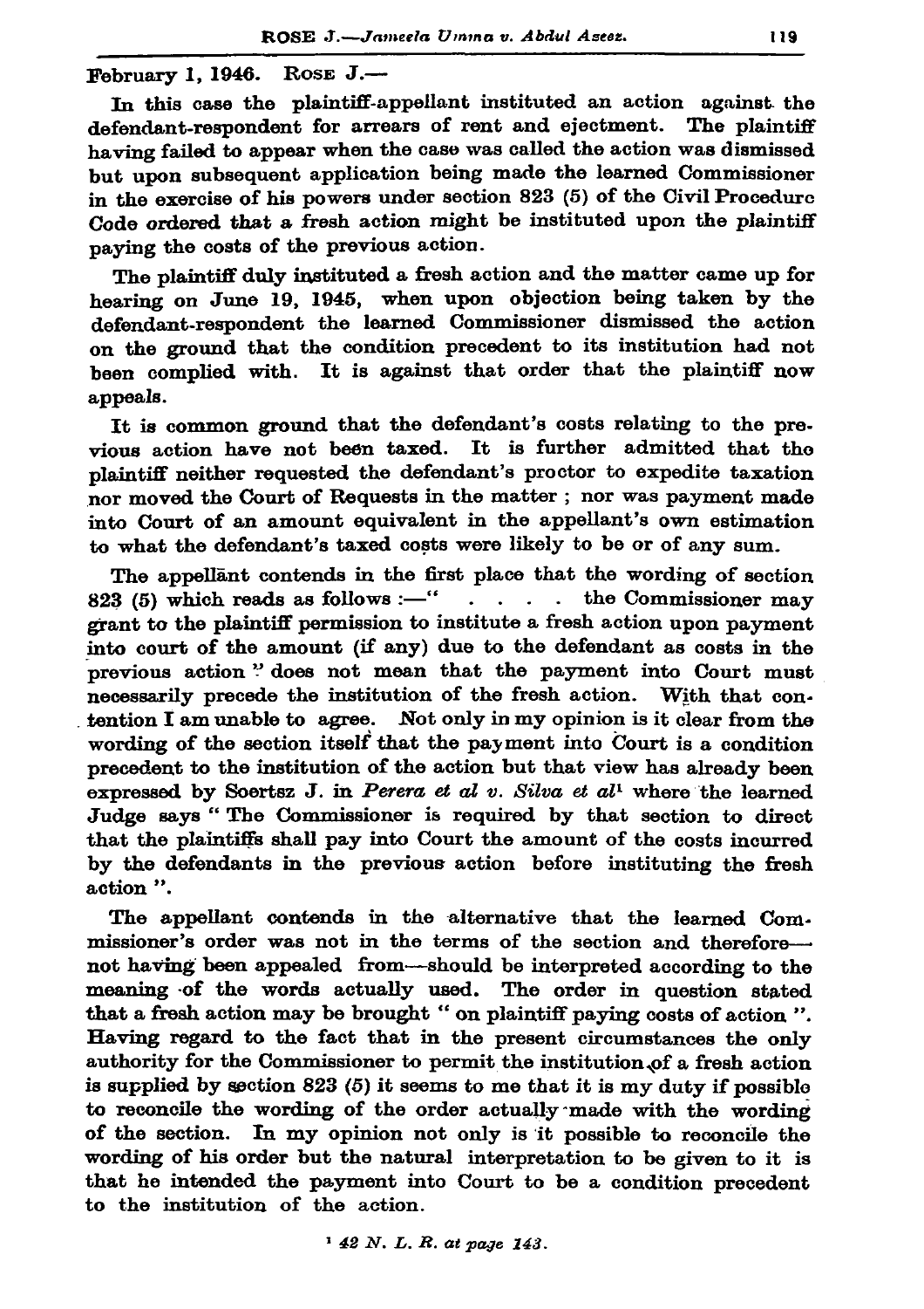February 1, 1946. ROSE J.—

In this case the plaintiff-appellant instituted an action against the defendant-respondent for arrears of rent and ejectment. The plaintiff having failed to appear when the case was called the action was dismissed but upon subsequent application being made the learned Commissioner in the exercise of his powers under section 823 (5) of the Civil Procedure Code ordered that a fresh action might be instituted upon the plaintiff paying the costs of the previous action.

The plaintiff duly instituted a fresh action and the matter came up for hearing on June 19, 1945, when upon objection being taken by the defendant-respondent the learned Commissioner dismissed the action on the ground that the condition precedent to its institution had not been complied with. It is against that order that the plaintiff now appeals.

It is common ground that the defendant's costs relating to the previous action have not been taxed. It is further admitted that the plaintiff neither requested the defendant's proctor to expedite taxation nor moved the Court of Requests in the matter ; nor was payment made into Court of an amount equivalent in the appellant's own estimation to what the defendant's taxed costs were likely to be or of any sum.

The appellant contends in the first place that the wording of section 823 (5) which reads as follows :—" . . . . the Commissioner may grant to the plaintiff permission to institute a fresh action upon payment into court of the amount (if any) due to the defendant as costs in the previous action " does not mean that the payment into Court must necessarily precede the institution of the fresh action. With that contention I am unable to agree. Not only in my opinion is it clear from the wording of the section itself that the payment into Court is a condition precedent to the institution of the action but that view has already been expressed by Soertsz J. in *Perera et al v. Silva et al*[1] where the learned Judge says " The Commissioner is required by that section to direct that the plaintiffs shall pay into Court the amount of the costs incurred by the defendants in the previous action before instituting the fresh action ".

The appellant contends in the alternative that the learned Commissioner's order was not in the terms of the section and therefore— not having been appealed from—should be interpreted according to the meaning of the words actually used. The order in question stated that a fresh action may be brought " on plaintiff paying costs of action ". Having regard to the fact that in the present circumstances the only authority for the Commissioner to permit the institution of a fresh action is supplied by section 823 (5) it seems to me that it is my duty if possible to reconcile the wording of the order actually made with the wording of the section. In my opinion not only is it possible to reconcile the wording of his order but the natural interpretation to be given to it is that he intended the payment into Court to be a condition precedent to the institution of the action.

[1] *42 N. L. R. at page 143.*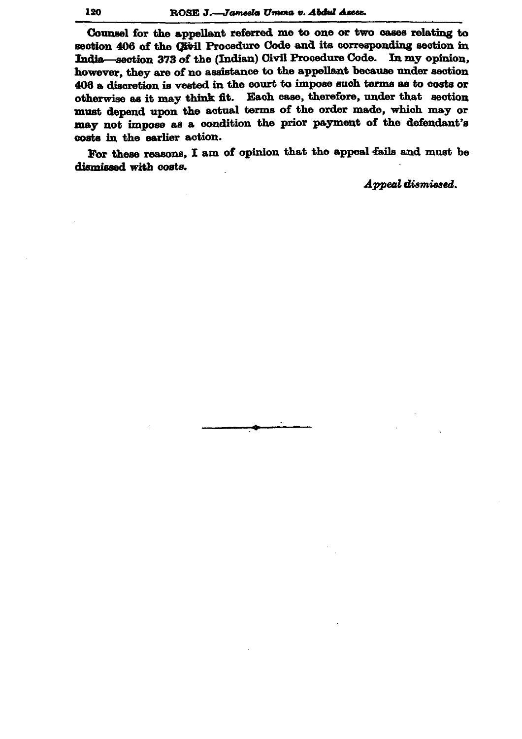Counsel for the appellant referred me to one or two cases relating to section 406 of the Civil Procedure Code and its corresponding section in India—section 373 of the (Indian) Civil Procedure Code. In my opinion, however, they are of no assistance to the appellant because under section 406 a discretion is vested in the court to impose such terms as to costs or otherwise as it may think fit. Each case, therefore, under that section must depend upon the actual terms of the order made, which may or may not impose as a condition the prior payment of the defendant's costs in the earlier action.

For these reasons, I am of opinion that the appeal fails and must be dismissed with costs.

*Appeal dismissed.*